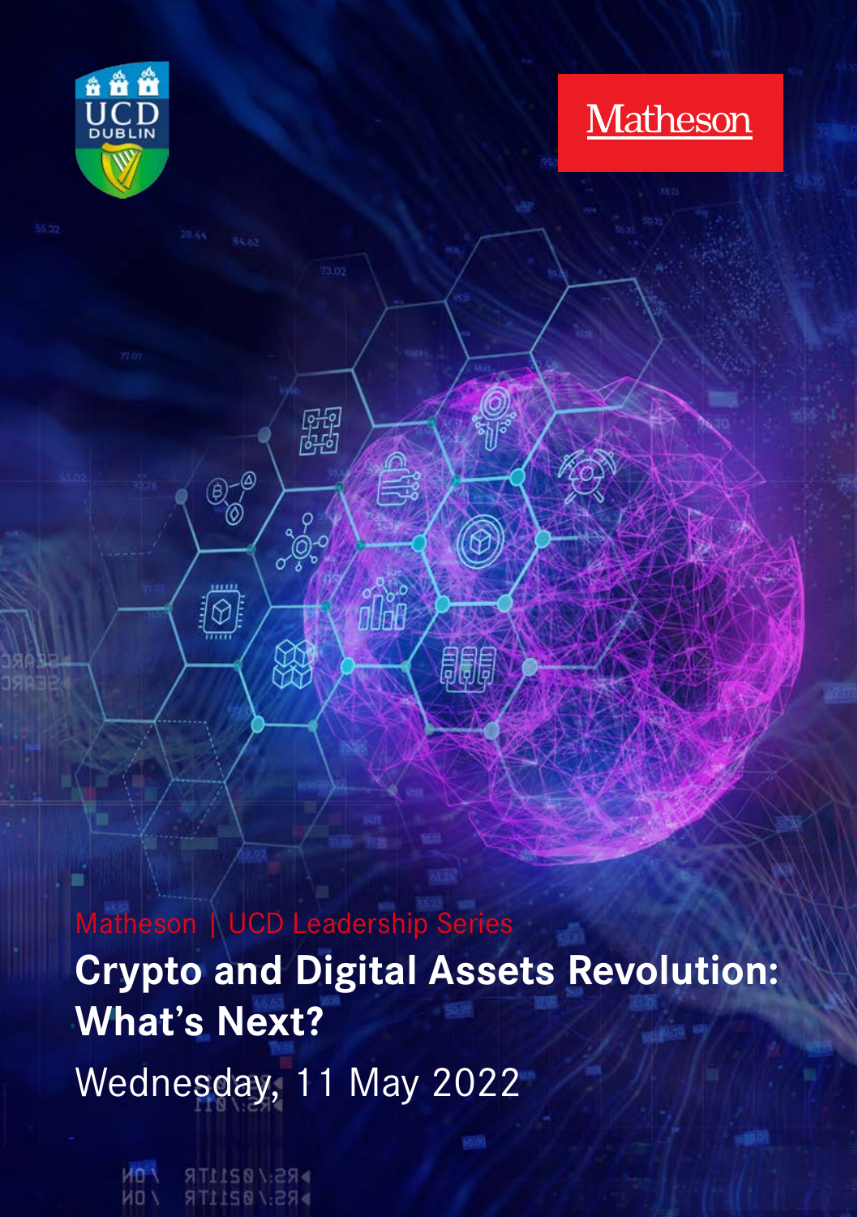Matheson

Matheson | UCD Leadership Series

# Crypto and Digital Assets Revolution: What's Next?

Wednesday, 11 May 2022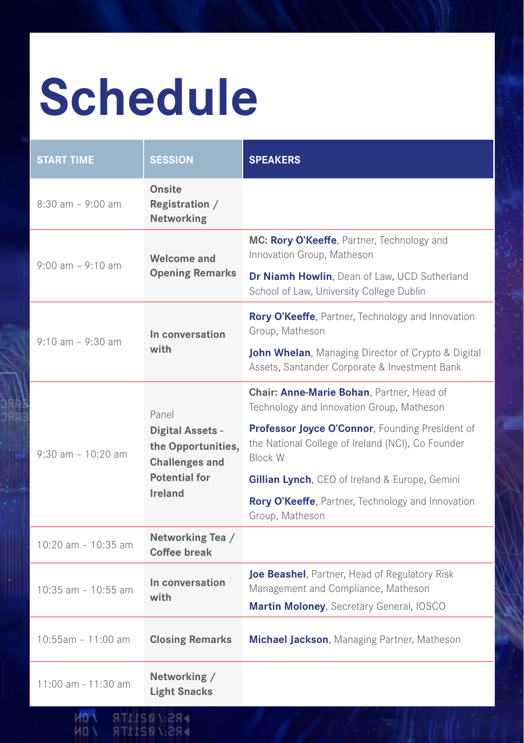# Schedule

| START TIME | SESSION | SPEAKERS |
| --- | --- | --- |
| 8:30 am – 9:00 am | **Onsite Registration / Networking** | |
| 9:00 am – 9:10 am | **Welcome and Opening Remarks** | **MC: Rory O'Keeffe**, Partner, Technology and Innovation Group, Matheson<br>**Dr Niamh Howlin**, Dean of Law, UCD Sutherland School of Law, University College Dublin |
| 9:10 am – 9:30 am | **In conversation with** | **Rory O'Keeffe**, Partner, Technology and Innovation Group, Matheson<br>**John Whelan**, Managing Director of Crypto & Digital Assets, Santander Corporate & Investment Bank |
| 9:30 am – 10:20 am | Panel<br>**Digital Assets - the Opportunities, Challenges and Potential for Ireland** | **Chair: Anne-Marie Bohan**, Partner, Head of Technology and Innovation Group, Matheson<br>**Professor Joyce O'Connor**, Founding President of the National College of Ireland (NCI), Co Founder Block W<br>**Gillian Lynch**, CEO of Ireland & Europe, Gemini<br>**Rory O'Keeffe**, Partner, Technology and Innovation Group, Matheson |
| 10:20 am – 10:35 am | **Networking Tea / Coffee break** | |
| 10:35 am – 10:55 am | **In conversation with** | **Joe Beashel**, Partner, Head of Regulatory Risk Management and Compliance, Matheson<br>**Martin Moloney**, Secretary General, IOSCO |
| 10:55am – 11:00 am | **Closing Remarks** | **Michael Jackson**, Managing Partner, Matheson |
| 11:00 am - 11:30 am | **Networking / Light Snacks** | |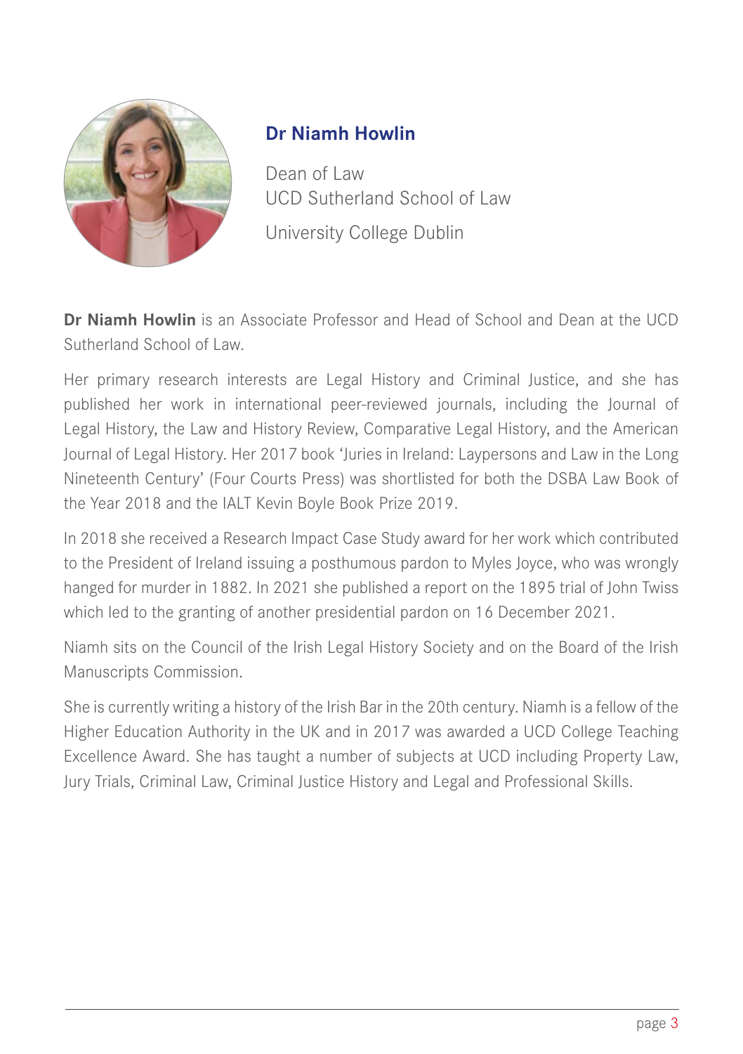## Dr Niamh Howlin

Dean of Law
UCD Sutherland School of Law

University College Dublin

**Dr Niamh Howlin** is an Associate Professor and Head of School and Dean at the UCD Sutherland School of Law.

Her primary research interests are Legal History and Criminal Justice, and she has published her work in international peer-reviewed journals, including the Journal of Legal History, the Law and History Review, Comparative Legal History, and the American Journal of Legal History. Her 2017 book 'Juries in Ireland: Laypersons and Law in the Long Nineteenth Century' (Four Courts Press) was shortlisted for both the DSBA Law Book of the Year 2018 and the IALT Kevin Boyle Book Prize 2019.

In 2018 she received a Research Impact Case Study award for her work which contributed to the President of Ireland issuing a posthumous pardon to Myles Joyce, who was wrongly hanged for murder in 1882. In 2021 she published a report on the 1895 trial of John Twiss which led to the granting of another presidential pardon on 16 December 2021.

Niamh sits on the Council of the Irish Legal History Society and on the Board of the Irish Manuscripts Commission.

She is currently writing a history of the Irish Bar in the 20th century. Niamh is a fellow of the Higher Education Authority in the UK and in 2017 was awarded a UCD College Teaching Excellence Award. She has taught a number of subjects at UCD including Property Law, Jury Trials, Criminal Law, Criminal Justice History and Legal and Professional Skills.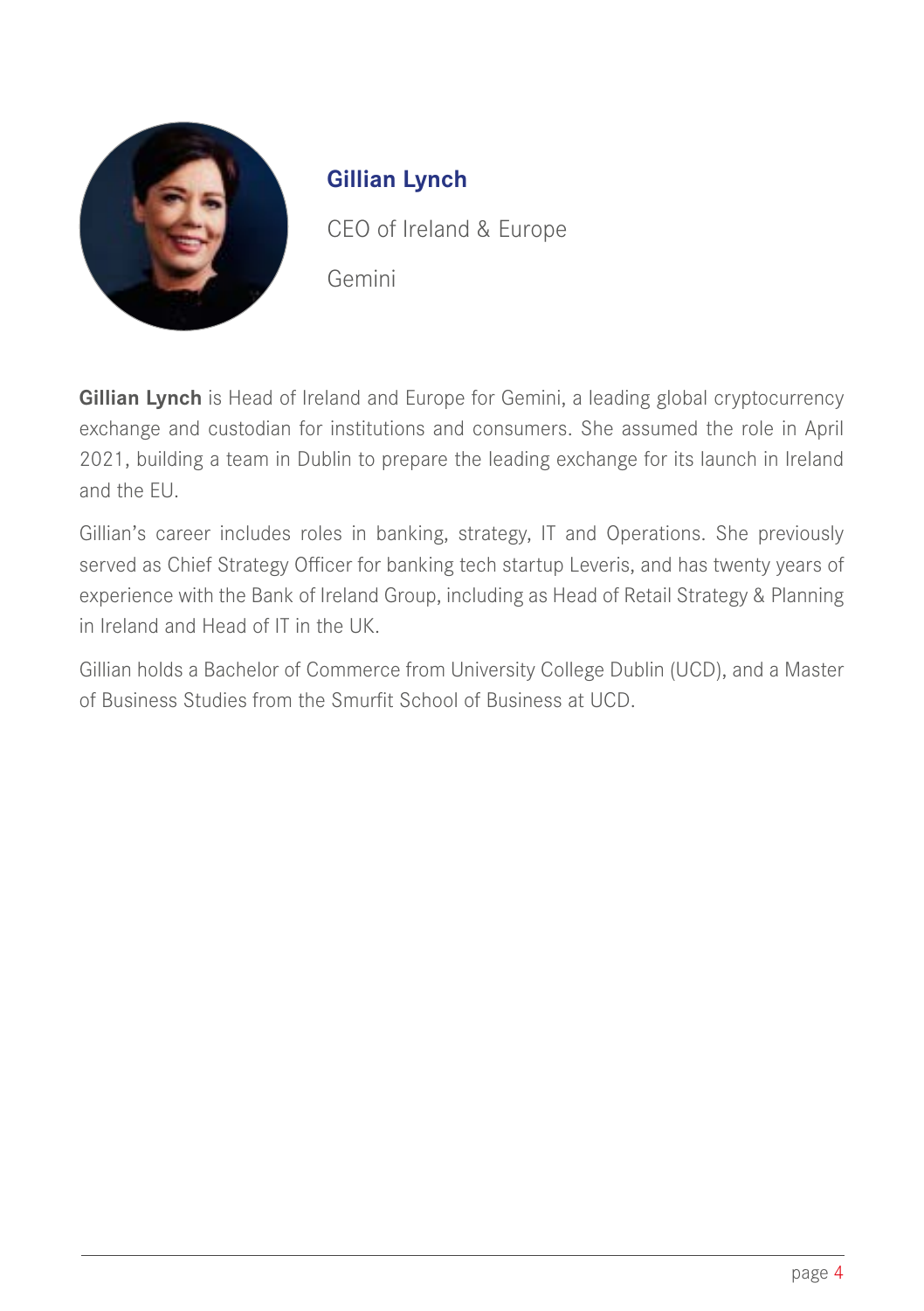## Gillian Lynch

CEO of Ireland & Europe

Gemini

**Gillian Lynch** is Head of Ireland and Europe for Gemini, a leading global cryptocurrency exchange and custodian for institutions and consumers. She assumed the role in April 2021, building a team in Dublin to prepare the leading exchange for its launch in Ireland and the EU.

Gillian's career includes roles in banking, strategy, IT and Operations. She previously served as Chief Strategy Officer for banking tech startup Leveris, and has twenty years of experience with the Bank of Ireland Group, including as Head of Retail Strategy & Planning in Ireland and Head of IT in the UK.

Gillian holds a Bachelor of Commerce from University College Dublin (UCD), and a Master of Business Studies from the Smurfit School of Business at UCD.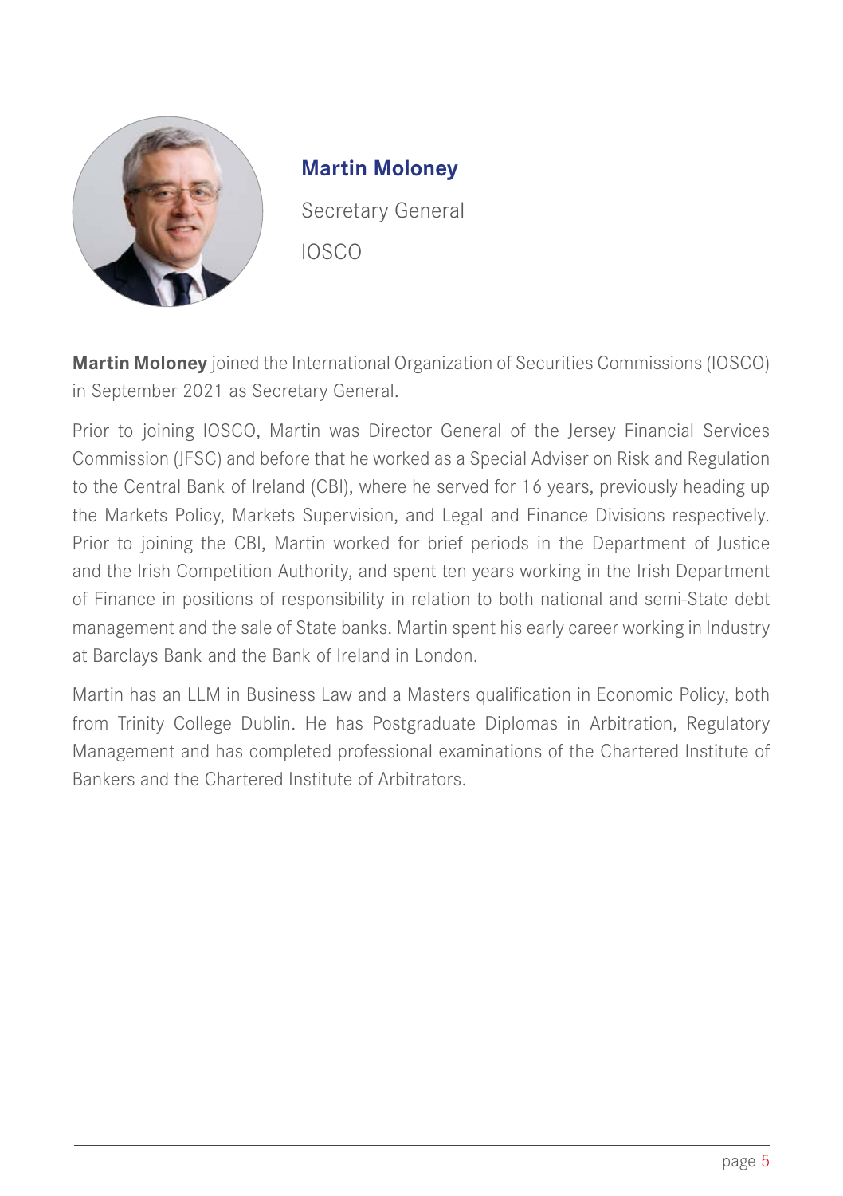## Martin Moloney

Secretary General

IOSCO

**Martin Moloney** joined the International Organization of Securities Commissions (IOSCO) in September 2021 as Secretary General.

Prior to joining IOSCO, Martin was Director General of the Jersey Financial Services Commission (JFSC) and before that he worked as a Special Adviser on Risk and Regulation to the Central Bank of Ireland (CBI), where he served for 16 years, previously heading up the Markets Policy, Markets Supervision, and Legal and Finance Divisions respectively. Prior to joining the CBI, Martin worked for brief periods in the Department of Justice and the Irish Competition Authority, and spent ten years working in the Irish Department of Finance in positions of responsibility in relation to both national and semi-State debt management and the sale of State banks. Martin spent his early career working in Industry at Barclays Bank and the Bank of Ireland in London.

Martin has an LLM in Business Law and a Masters qualification in Economic Policy, both from Trinity College Dublin. He has Postgraduate Diplomas in Arbitration, Regulatory Management and has completed professional examinations of the Chartered Institute of Bankers and the Chartered Institute of Arbitrators.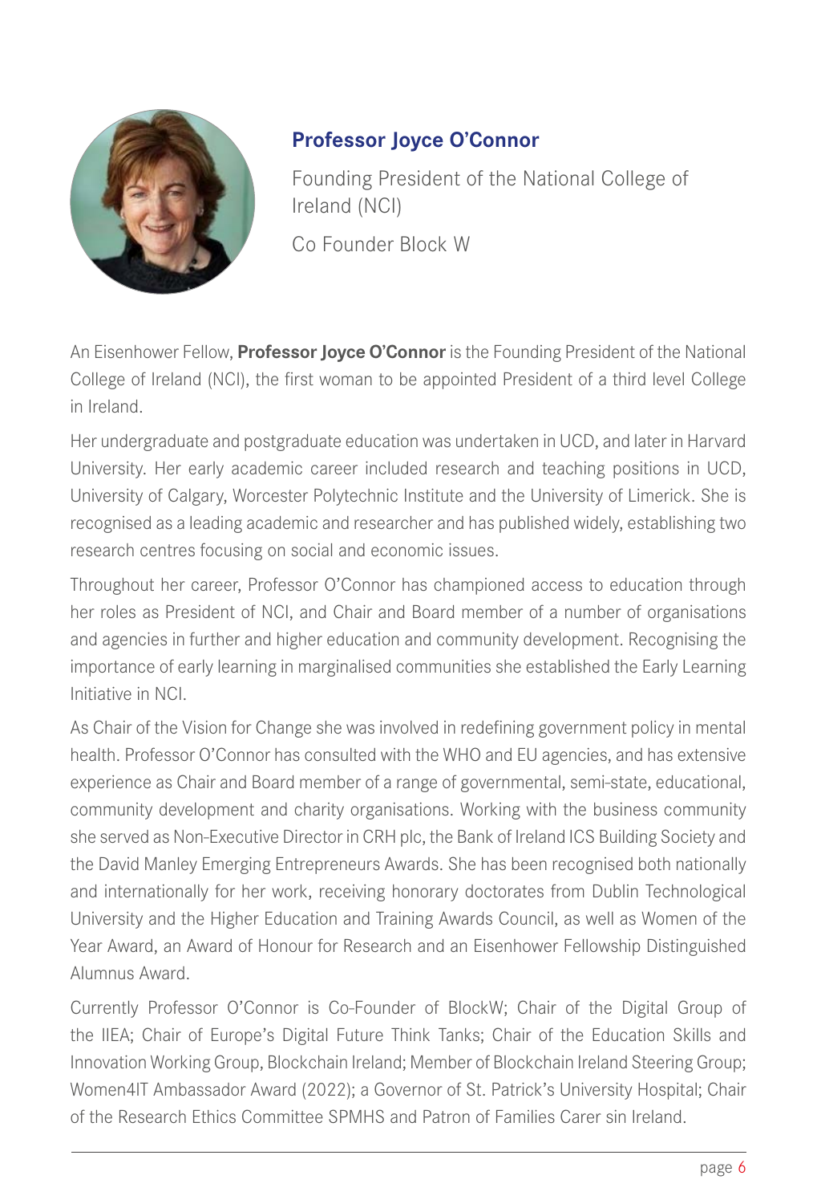## Professor Joyce O'Connor

Founding President of the National College of Ireland (NCI)

Co Founder Block W

An Eisenhower Fellow, **Professor Joyce O'Connor** is the Founding President of the National College of Ireland (NCI), the first woman to be appointed President of a third level College in Ireland.

Her undergraduate and postgraduate education was undertaken in UCD, and later in Harvard University. Her early academic career included research and teaching positions in UCD, University of Calgary, Worcester Polytechnic Institute and the University of Limerick. She is recognised as a leading academic and researcher and has published widely, establishing two research centres focusing on social and economic issues.

Throughout her career, Professor O'Connor has championed access to education through her roles as President of NCI, and Chair and Board member of a number of organisations and agencies in further and higher education and community development. Recognising the importance of early learning in marginalised communities she established the Early Learning Initiative in NCI.

As Chair of the Vision for Change she was involved in redefining government policy in mental health. Professor O'Connor has consulted with the WHO and EU agencies, and has extensive experience as Chair and Board member of a range of governmental, semi-state, educational, community development and charity organisations. Working with the business community she served as Non-Executive Director in CRH plc, the Bank of Ireland ICS Building Society and the David Manley Emerging Entrepreneurs Awards. She has been recognised both nationally and internationally for her work, receiving honorary doctorates from Dublin Technological University and the Higher Education and Training Awards Council, as well as Women of the Year Award, an Award of Honour for Research and an Eisenhower Fellowship Distinguished Alumnus Award.

Currently Professor O'Connor is Co-Founder of BlockW; Chair of the Digital Group of the IIEA; Chair of Europe's Digital Future Think Tanks; Chair of the Education Skills and Innovation Working Group, Blockchain Ireland; Member of Blockchain Ireland Steering Group; Women4IT Ambassador Award (2022); a Governor of St. Patrick's University Hospital; Chair of the Research Ethics Committee SPMHS and Patron of Families Carer sin Ireland.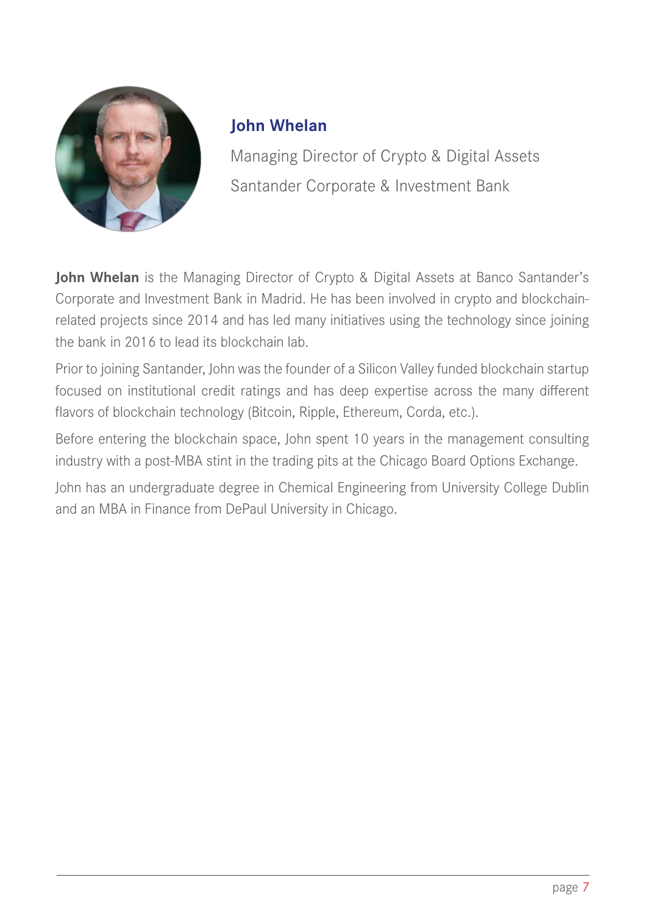## John Whelan

Managing Director of Crypto & Digital Assets

Santander Corporate & Investment Bank

**John Whelan** is the Managing Director of Crypto & Digital Assets at Banco Santander's Corporate and Investment Bank in Madrid. He has been involved in crypto and blockchain-related projects since 2014 and has led many initiatives using the technology since joining the bank in 2016 to lead its blockchain lab.

Prior to joining Santander, John was the founder of a Silicon Valley funded blockchain startup focused on institutional credit ratings and has deep expertise across the many different flavors of blockchain technology (Bitcoin, Ripple, Ethereum, Corda, etc.).

Before entering the blockchain space, John spent 10 years in the management consulting industry with a post-MBA stint in the trading pits at the Chicago Board Options Exchange.

John has an undergraduate degree in Chemical Engineering from University College Dublin and an MBA in Finance from DePaul University in Chicago.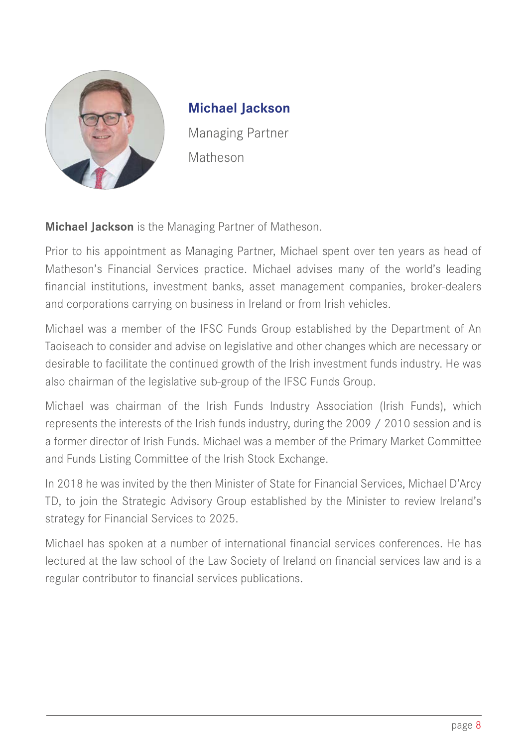## Michael Jackson

Managing Partner

Matheson

**Michael Jackson** is the Managing Partner of Matheson.

Prior to his appointment as Managing Partner, Michael spent over ten years as head of Matheson's Financial Services practice. Michael advises many of the world's leading financial institutions, investment banks, asset management companies, broker-dealers and corporations carrying on business in Ireland or from Irish vehicles.

Michael was a member of the IFSC Funds Group established by the Department of An Taoiseach to consider and advise on legislative and other changes which are necessary or desirable to facilitate the continued growth of the Irish investment funds industry. He was also chairman of the legislative sub-group of the IFSC Funds Group.

Michael was chairman of the Irish Funds Industry Association (Irish Funds), which represents the interests of the Irish funds industry, during the 2009 / 2010 session and is a former director of Irish Funds. Michael was a member of the Primary Market Committee and Funds Listing Committee of the Irish Stock Exchange.

In 2018 he was invited by the then Minister of State for Financial Services, Michael D'Arcy TD, to join the Strategic Advisory Group established by the Minister to review Ireland's strategy for Financial Services to 2025.

Michael has spoken at a number of international financial services conferences. He has lectured at the law school of the Law Society of Ireland on financial services law and is a regular contributor to financial services publications.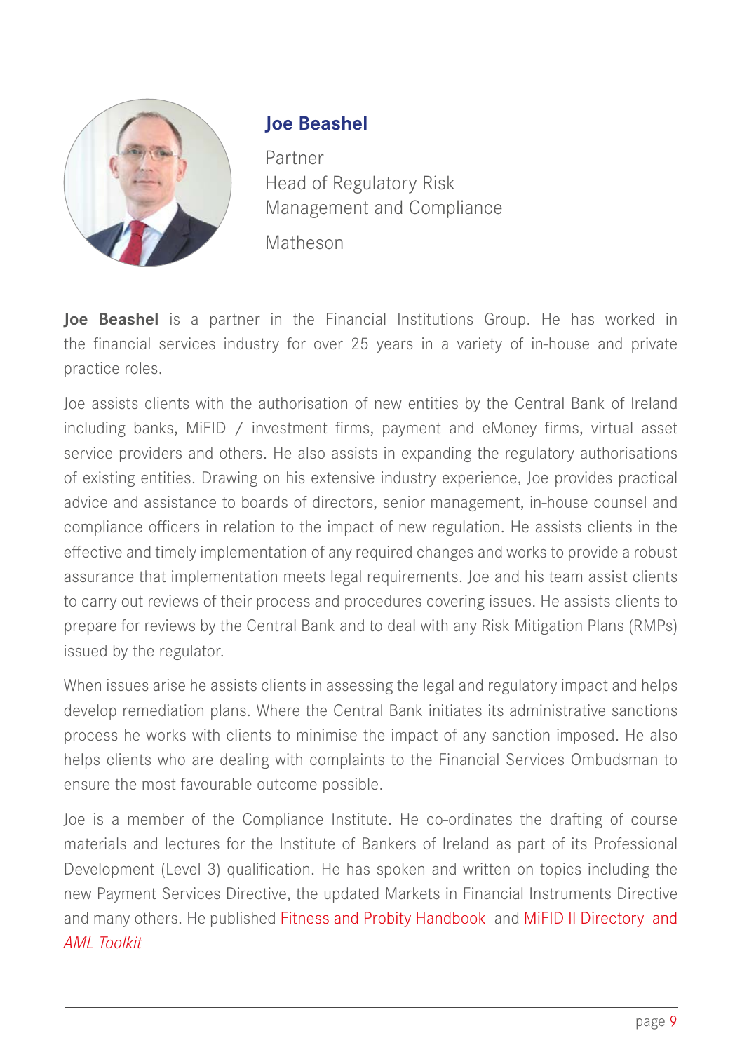## Joe Beashel

Partner
Head of Regulatory Risk Management and Compliance

Matheson

**Joe Beashel** is a partner in the Financial Institutions Group. He has worked in the financial services industry for over 25 years in a variety of in-house and private practice roles.

Joe assists clients with the authorisation of new entities by the Central Bank of Ireland including banks, MiFID / investment firms, payment and eMoney firms, virtual asset service providers and others. He also assists in expanding the regulatory authorisations of existing entities. Drawing on his extensive industry experience, Joe provides practical advice and assistance to boards of directors, senior management, in-house counsel and compliance officers in relation to the impact of new regulation. He assists clients in the effective and timely implementation of any required changes and works to provide a robust assurance that implementation meets legal requirements. Joe and his team assist clients to carry out reviews of their process and procedures covering issues. He assists clients to prepare for reviews by the Central Bank and to deal with any Risk Mitigation Plans (RMPs) issued by the regulator.

When issues arise he assists clients in assessing the legal and regulatory impact and helps develop remediation plans. Where the Central Bank initiates its administrative sanctions process he works with clients to minimise the impact of any sanction imposed. He also helps clients who are dealing with complaints to the Financial Services Ombudsman to ensure the most favourable outcome possible.

Joe is a member of the Compliance Institute. He co-ordinates the drafting of course materials and lectures for the Institute of Bankers of Ireland as part of its Professional Development (Level 3) qualification. He has spoken and written on topics including the new Payment Services Directive, the updated Markets in Financial Instruments Directive and many others. He published Fitness and Probity Handbook and MiFID II Directory and *AML Toolkit*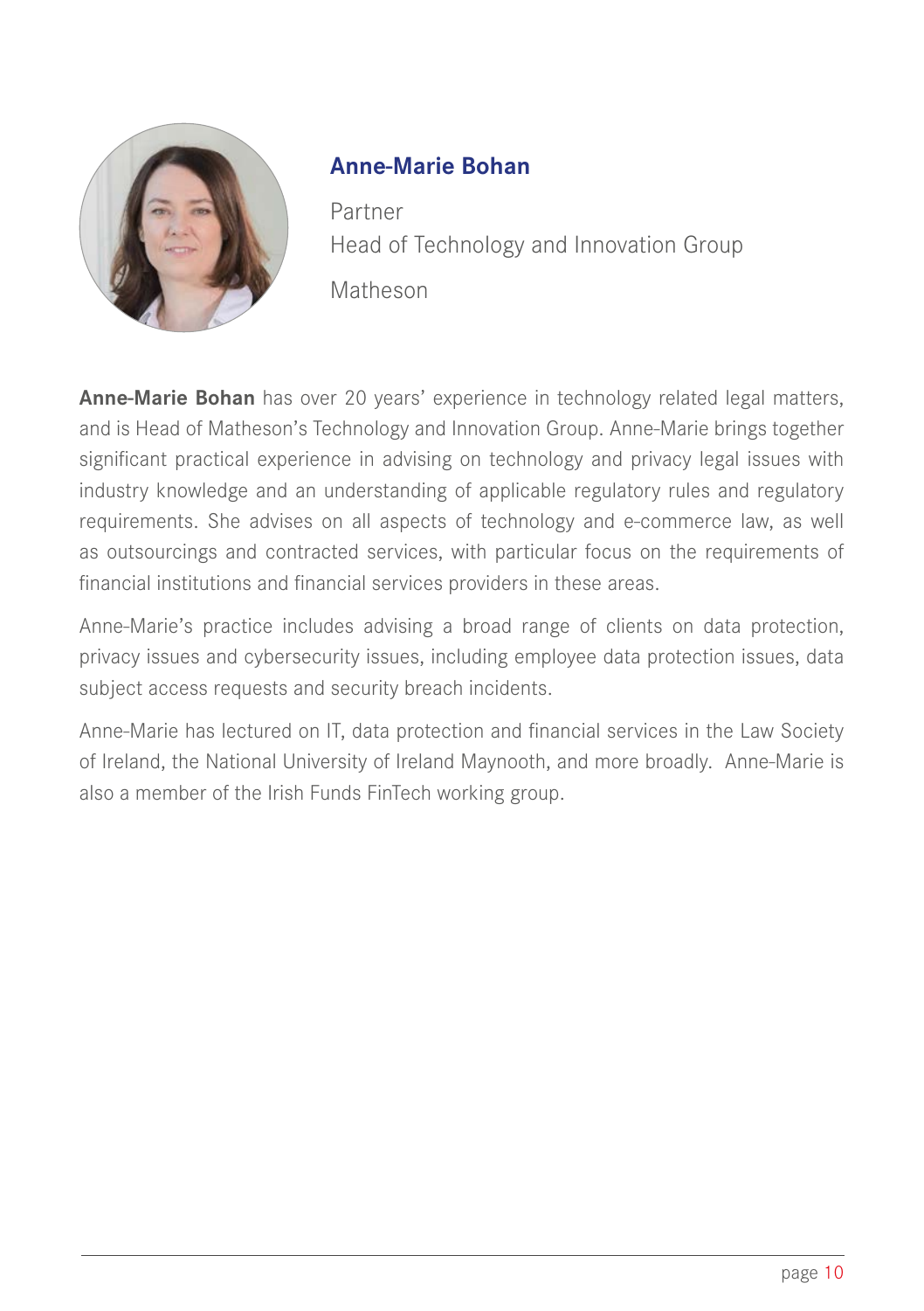## Anne-Marie Bohan

Partner
Head of Technology and Innovation Group

Matheson

**Anne-Marie Bohan** has over 20 years' experience in technology related legal matters, and is Head of Matheson's Technology and Innovation Group. Anne-Marie brings together significant practical experience in advising on technology and privacy legal issues with industry knowledge and an understanding of applicable regulatory rules and regulatory requirements. She advises on all aspects of technology and e-commerce law, as well as outsourcings and contracted services, with particular focus on the requirements of financial institutions and financial services providers in these areas.

Anne-Marie's practice includes advising a broad range of clients on data protection, privacy issues and cybersecurity issues, including employee data protection issues, data subject access requests and security breach incidents.

Anne-Marie has lectured on IT, data protection and financial services in the Law Society of Ireland, the National University of Ireland Maynooth, and more broadly. Anne-Marie is also a member of the Irish Funds FinTech working group.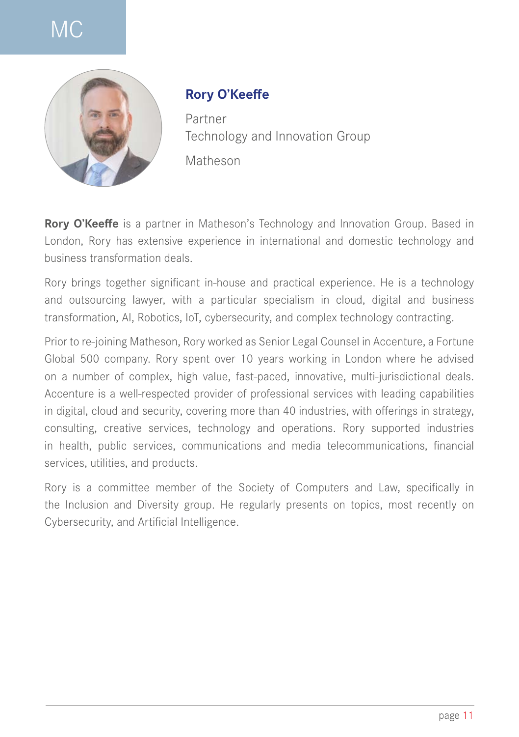MC

## Rory O'Keeffe

Partner
Technology and Innovation Group

Matheson

**Rory O'Keeffe** is a partner in Matheson's Technology and Innovation Group. Based in London, Rory has extensive experience in international and domestic technology and business transformation deals.

Rory brings together significant in-house and practical experience. He is a technology and outsourcing lawyer, with a particular specialism in cloud, digital and business transformation, AI, Robotics, IoT, cybersecurity, and complex technology contracting.

Prior to re-joining Matheson, Rory worked as Senior Legal Counsel in Accenture, a Fortune Global 500 company. Rory spent over 10 years working in London where he advised on a number of complex, high value, fast-paced, innovative, multi-jurisdictional deals. Accenture is a well-respected provider of professional services with leading capabilities in digital, cloud and security, covering more than 40 industries, with offerings in strategy, consulting, creative services, technology and operations. Rory supported industries in health, public services, communications and media telecommunications, financial services, utilities, and products.

Rory is a committee member of the Society of Computers and Law, specifically in the Inclusion and Diversity group. He regularly presents on topics, most recently on Cybersecurity, and Artificial Intelligence.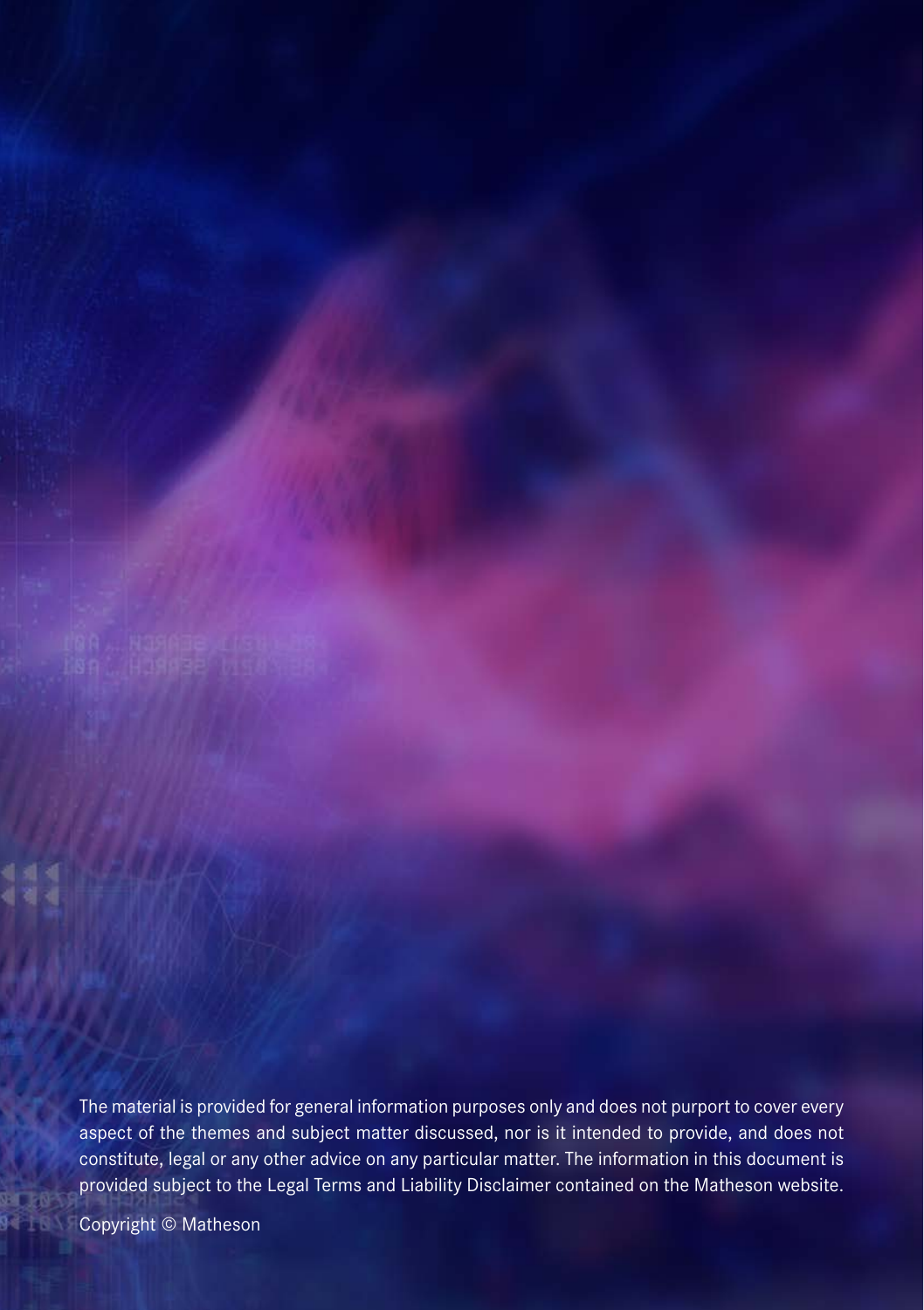The material is provided for general information purposes only and does not purport to cover every aspect of the themes and subject matter discussed, nor is it intended to provide, and does not constitute, legal or any other advice on any particular matter. The information in this document is provided subject to the Legal Terms and Liability Disclaimer contained on the Matheson website.

Copyright © Matheson